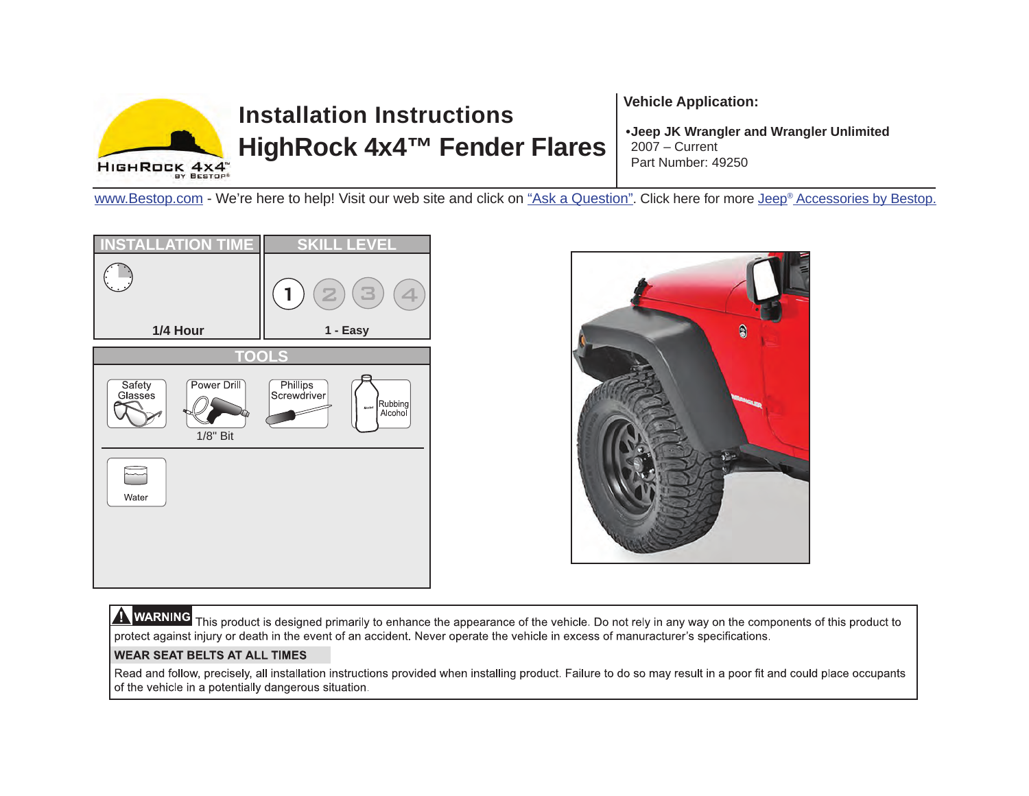# Installation Instructions
# HighRock 4x4™ Fender Flares

HIGHROCK 4x4™ BY BESTOP®

**Vehicle Application:**

- **Jeep JK Wrangler and Wrangler Unlimited**
  2007 – Current
  Part Number: 49250

www.Bestop.com - We're here to help! Visit our web site and click on "Ask a Question". Click here for more Jeep® Accessories by Bestop.

| INSTALLATION TIME | SKILL LEVEL |
| --- | --- |
| 1/4 Hour | 1 - Easy |

## TOOLS

- Safety Glasses
- Power Drill (1/8" Bit)
- Phillips Screwdriver
- Rubbing Alcohol
- Water

**WARNING** This product is designed primarily to enhance the appearance of the vehicle. Do not rely in any way on the components of this product to protect against injury or death in the event of an accident. Never operate the vehicle in excess of manurancturer's specifications.

**WEAR SEAT BELTS AT ALL TIMES**

Read and follow, precisely, all installation instructions provided when installing product. Failure to do so may result in a poor fit and could place occupants of the vehicle in a potentially dangerous situation.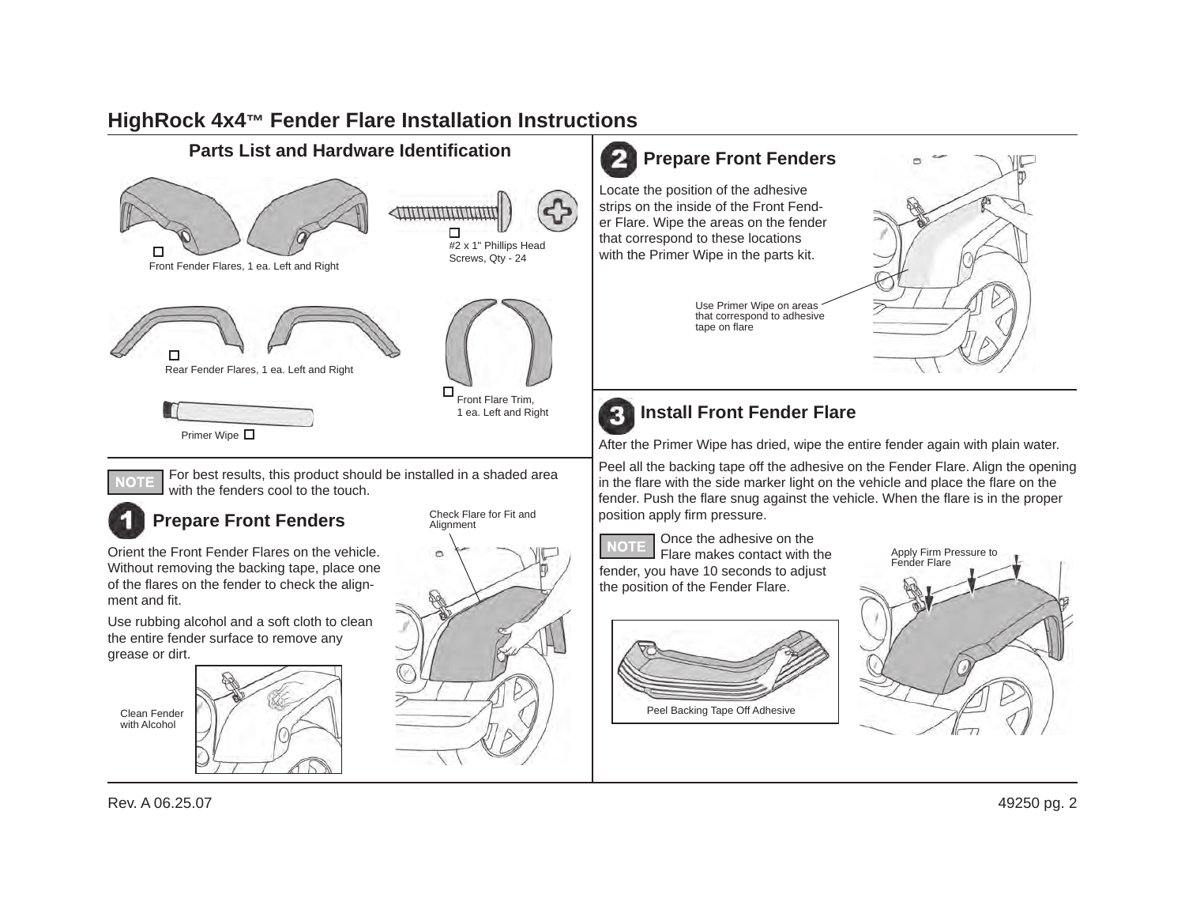# HighRock 4x4™ Fender Flare Installation Instructions

## Parts List and Hardware Identification

- ☐ Front Fender Flares, 1 ea. Left and Right
- ☐ #2 x 1" Phillips Head Screws, Qty - 24
- ☐ Rear Fender Flares, 1 ea. Left and Right
- ☐ Front Flare Trim, 1 ea. Left and Right
- Primer Wipe ☐

**NOTE** For best results, this product should be installed in a shaded area with the fenders cool to the touch.

## 1 Prepare Front Fenders

Orient the Front Fender Flares on the vehicle. Without removing the backing tape, place one of the flares on the fender to check the alignment and fit.

Use rubbing alcohol and a soft cloth to clean the entire fender surface to remove any grease or dirt.

Clean Fender with Alcohol

Check Flare for Fit and Alignment

## 2 Prepare Front Fenders

Locate the position of the adhesive strips on the inside of the Front Fender Flare. Wipe the areas on the fender that correspond to these locations with the Primer Wipe in the parts kit.

Use Primer Wipe on areas that correspond to adhesive tape on flare

## 3 Install Front Fender Flare

After the Primer Wipe has dried, wipe the entire fender again with plain water.

Peel all the backing tape off the adhesive on the Fender Flare. Align the opening in the flare with the side marker light on the vehicle and place the flare on the fender. Push the flare snug against the vehicle. When the flare is in the proper position apply firm pressure.

**NOTE** Once the adhesive on the Flare makes contact with the fender, you have 10 seconds to adjust the position of the Fender Flare.

Peel Backing Tape Off Adhesive

Apply Firm Pressure to Fender Flare

Rev. A 06.25.07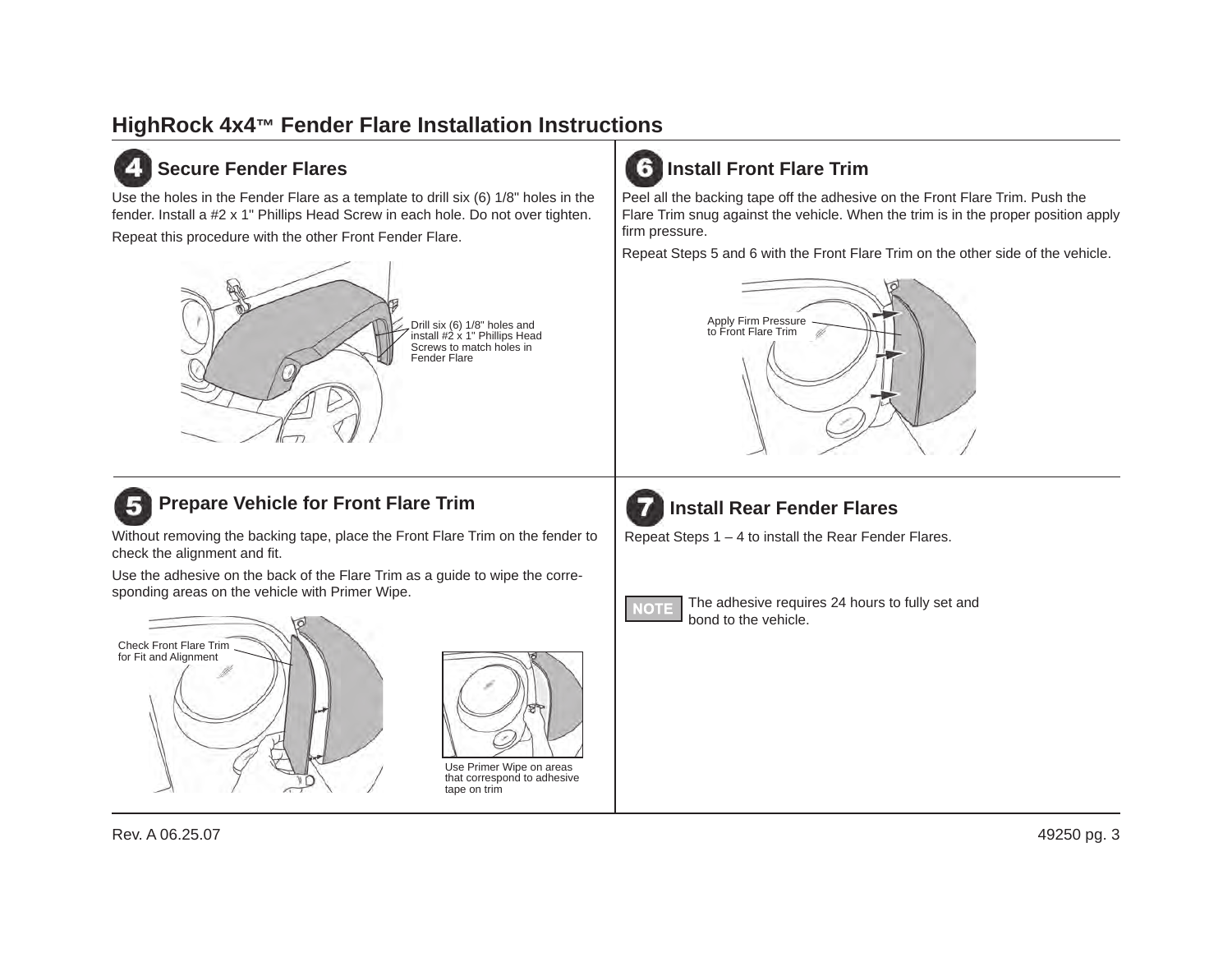# HighRock 4x4™ Fender Flare Installation Instructions

## 4 Secure Fender Flares

Use the holes in the Fender Flare as a template to drill six (6) 1/8" holes in the fender. Install a #2 x 1" Phillips Head Screw in each hole. Do not over tighten.

Repeat this procedure with the other Front Fender Flare.

Drill six (6) 1/8" holes and install #2 x 1" Phillips Head Screws to match holes in Fender Flare

## 5 Prepare Vehicle for Front Flare Trim

Without removing the backing tape, place the Front Flare Trim on the fender to check the alignment and fit.

Use the adhesive on the back of the Flare Trim as a guide to wipe the corresponding areas on the vehicle with Primer Wipe.

Check Front Flare Trim for Fit and Alignment

Use Primer Wipe on areas that correspond to adhesive tape on trim

## 6 Install Front Flare Trim

Peel all the backing tape off the adhesive on the Front Flare Trim. Push the Flare Trim snug against the vehicle. When the trim is in the proper position apply firm pressure.

Repeat Steps 5 and 6 with the Front Flare Trim on the other side of the vehicle.

Apply Firm Pressure to Front Flare Trim

## 7 Install Rear Fender Flares

Repeat Steps 1 – 4 to install the Rear Fender Flares.

**NOTE** The adhesive requires 24 hours to fully set and bond to the vehicle.

Rev. A 06.25.07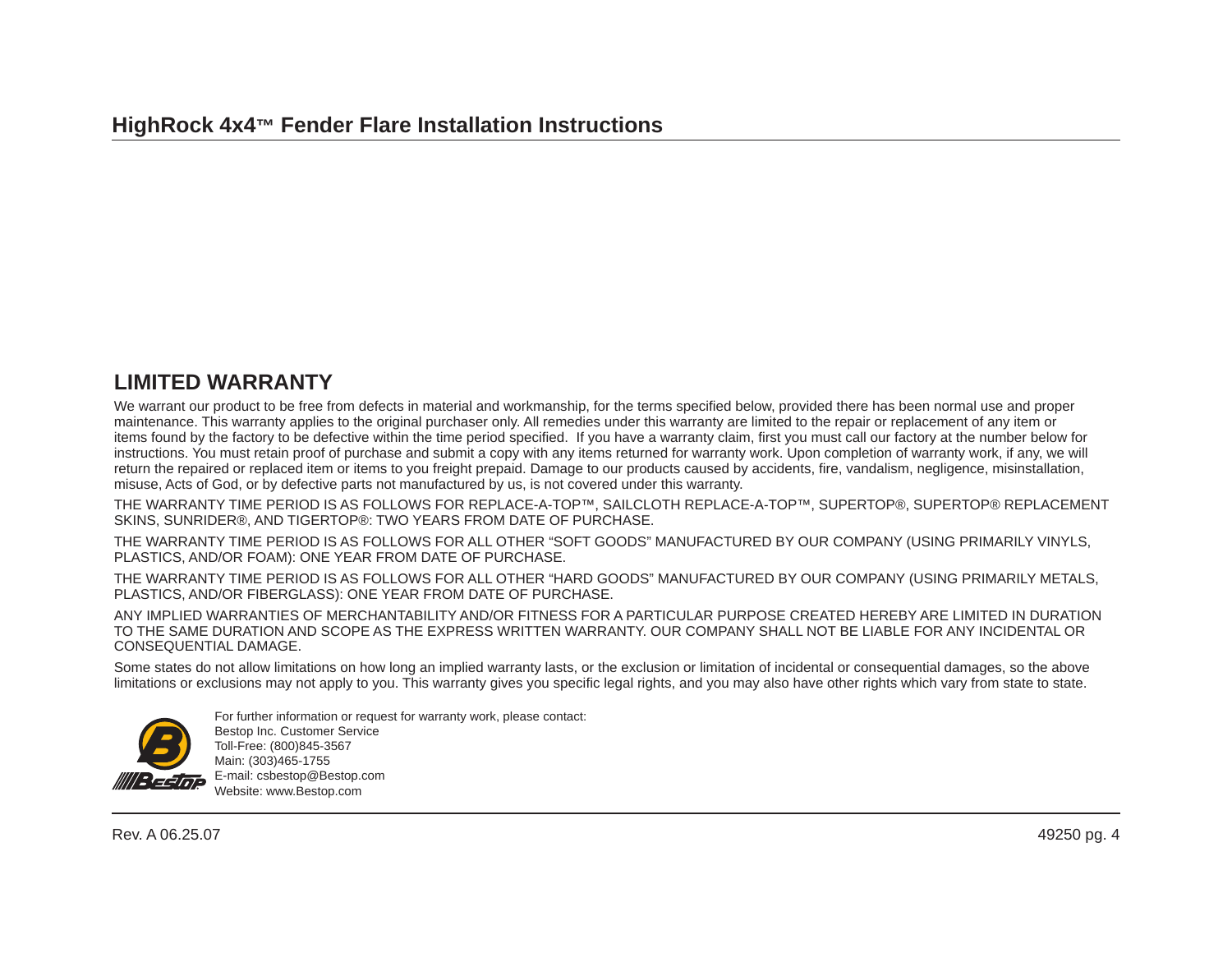## LIMITED WARRANTY

We warrant our product to be free from defects in material and workmanship, for the terms specified below, provided there has been normal use and proper maintenance. This warranty applies to the original purchaser only. All remedies under this warranty are limited to the repair or replacement of any item or items found by the factory to be defective within the time period specified. If you have a warranty claim, first you must call our factory at the number below for instructions. You must retain proof of purchase and submit a copy with any items returned for warranty work. Upon completion of warranty work, if any, we will return the repaired or replaced item or items to you freight prepaid. Damage to our products caused by accidents, fire, vandalism, negligence, misinstallation, misuse, Acts of God, or by defective parts not manufactured by us, is not covered under this warranty.

THE WARRANTY TIME PERIOD IS AS FOLLOWS FOR REPLACE-A-TOP™, SAILCLOTH REPLACE-A-TOP™, SUPERTOP®, SUPERTOP® REPLACEMENT SKINS, SUNRIDER®, AND TIGERTOP®: TWO YEARS FROM DATE OF PURCHASE.

THE WARRANTY TIME PERIOD IS AS FOLLOWS FOR ALL OTHER "SOFT GOODS" MANUFACTURED BY OUR COMPANY (USING PRIMARILY VINYLS, PLASTICS, AND/OR FOAM): ONE YEAR FROM DATE OF PURCHASE.

THE WARRANTY TIME PERIOD IS AS FOLLOWS FOR ALL OTHER "HARD GOODS" MANUFACTURED BY OUR COMPANY (USING PRIMARILY METALS, PLASTICS, AND/OR FIBERGLASS): ONE YEAR FROM DATE OF PURCHASE.

ANY IMPLIED WARRANTIES OF MERCHANTABILITY AND/OR FITNESS FOR A PARTICULAR PURPOSE CREATED HEREBY ARE LIMITED IN DURATION TO THE SAME DURATION AND SCOPE AS THE EXPRESS WRITTEN WARRANTY. OUR COMPANY SHALL NOT BE LIABLE FOR ANY INCIDENTAL OR CONSEQUENTIAL DAMAGE.

Some states do not allow limitations on how long an implied warranty lasts, or the exclusion or limitation of incidental or consequential damages, so the above limitations or exclusions may not apply to you. This warranty gives you specific legal rights, and you may also have other rights which vary from state to state.

For further information or request for warranty work, please contact:
Bestop Inc. Customer Service
Toll-Free: (800)845-3567
Main: (303)465-1755
E-mail: csbestop@Bestop.com
Website: www.Bestop.com

Rev. A 06.25.07